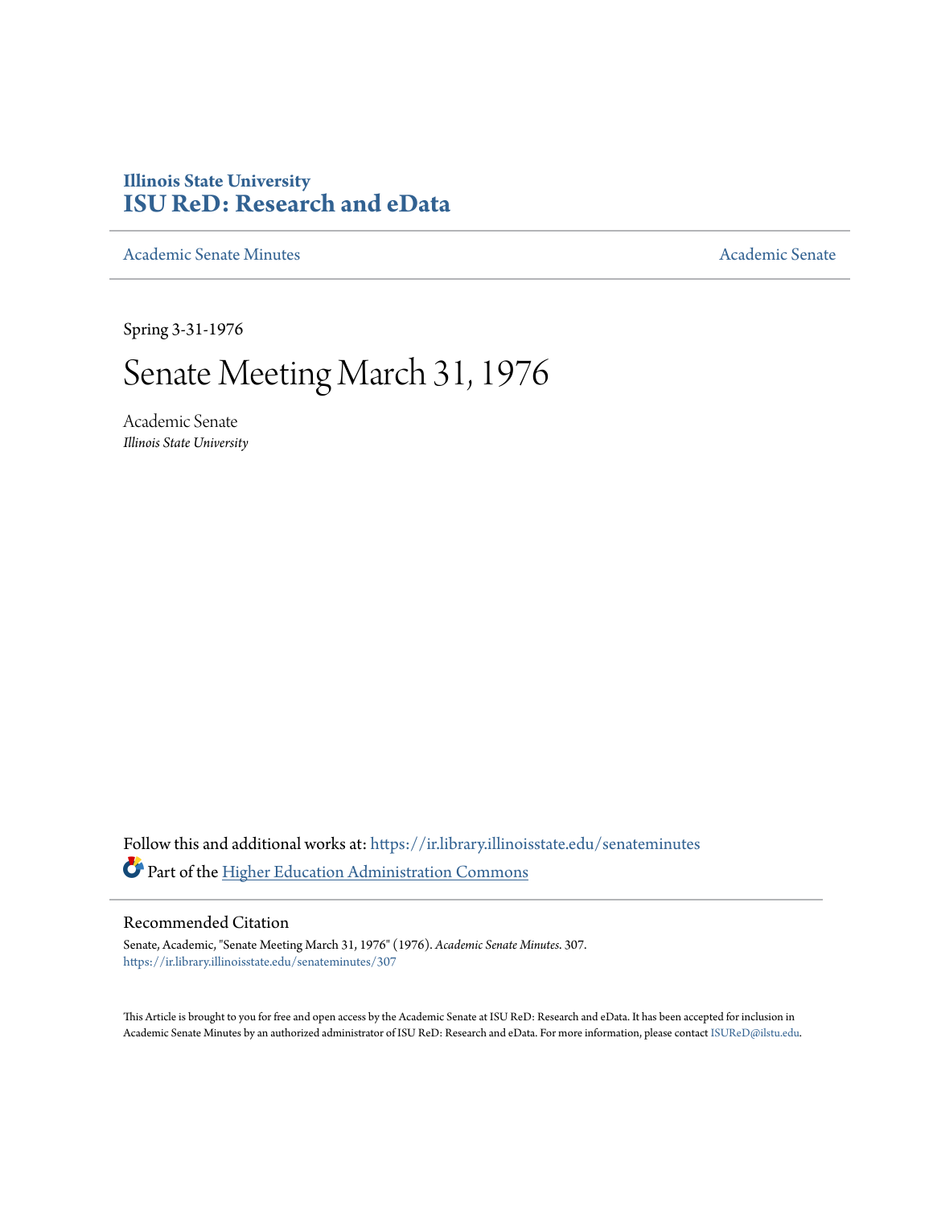**Illinois State University**
**ISU ReD: Research and eData**

Academic Senate Minutes

Academic Senate

Spring 3-31-1976

# Senate Meeting March 31, 1976

Academic Senate
*Illinois State University*

Follow this and additional works at: https://ir.library.illinoisstate.edu/senateminutes

Part of the Higher Education Administration Commons

## Recommended Citation

Senate, Academic, "Senate Meeting March 31, 1976" (1976). *Academic Senate Minutes*. 307.
https://ir.library.illinoisstate.edu/senateminutes/307

This Article is brought to you for free and open access by the Academic Senate at ISU ReD: Research and eData. It has been accepted for inclusion in Academic Senate Minutes by an authorized administrator of ISU ReD: Research and eData. For more information, please contact ISUReD@ilstu.edu.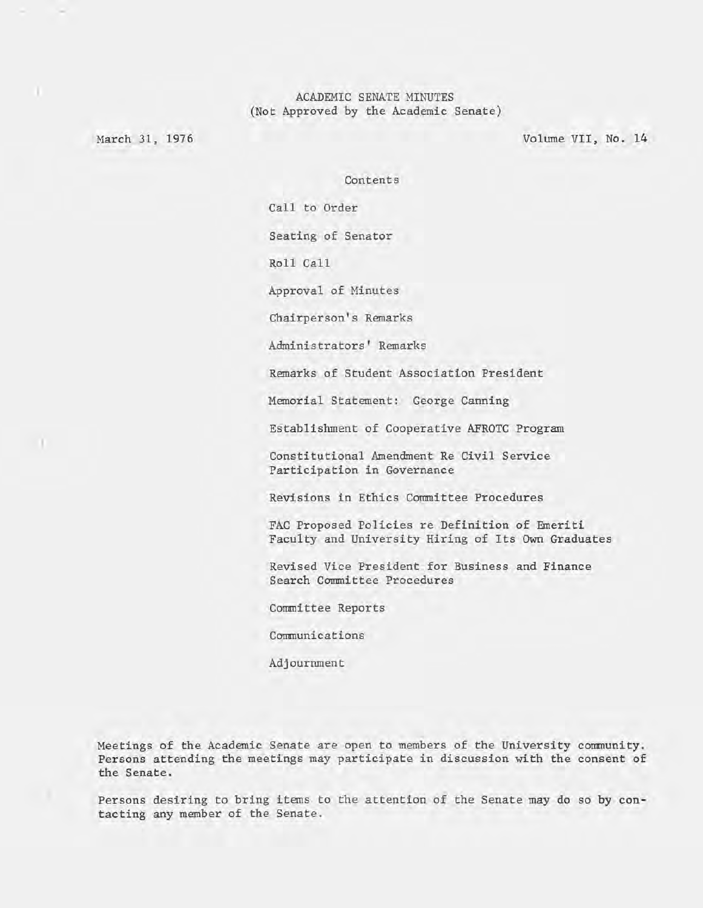# ACADEMIC SENATE MINUTES
(Not Approved by the Academic Senate)

March 31, 1976 Volume VII, No. 14

## Contents

Call to Order

Seating of Senator

Roll Call

Approval of Minutes

Chairperson's Remarks

Administrators' Remarks

Remarks of Student Association President

Memorial Statement: George Canning

Establishment of Cooperative AFROTC Program

Constitutional Amendment Re Civil Service Participation in Governance

Revisions in Ethics Committee Procedures

FAC Proposed Policies re Definition of Emeriti Faculty and University Hiring of Its Own Graduates

Revised Vice President for Business and Finance Search Committee Procedures

Committee Reports

Communications

Adjournment

Meetings of the Academic Senate are open to members of the University community. Persons attending the meetings may participate in discussion with the consent of the Senate.

Persons desiring to bring items to the attention of the Senate may do so by contacting any member of the Senate.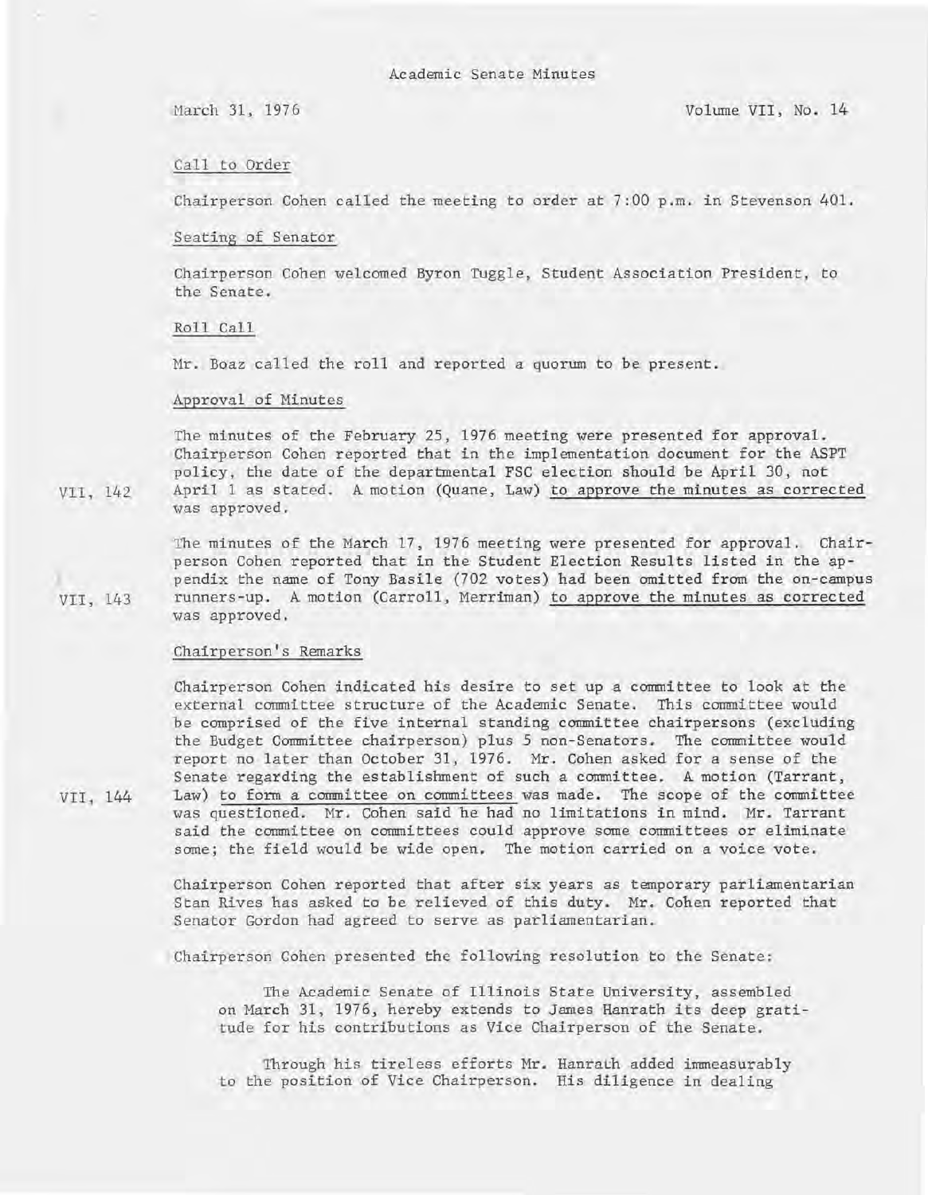Academic Senate Minutes

March 31, 1976 Volume VII, No. 14

Call to Order

Chairperson Cohen called the meeting to order at 7:00 p.m. in Stevenson 401.

Seating of Senator

Chairperson Cohen welcomed Byron Tuggle, Student Association President, to the Senate.

Roll Call

Mr. Boaz called the roll and reported a quorum to be present.

Approval of Minutes

The minutes of the February 25, 1976 meeting were presented for approval. Chairperson Cohen reported that in the implementation document for the ASPT policy, the date of the departmental FSC election should be April 30, not April 1 as stated. A motion (Quane, Law) to approve the minutes as corrected was approved.

VII, 142

The minutes of the March 17, 1976 meeting were presented for approval. Chairperson Cohen reported that in the Student Election Results listed in the appendix the name of Tony Basile (702 votes) had been omitted from the on-campus runners-up. A motion (Carroll, Merriman) to approve the minutes as corrected was approved.

VII, 143

Chairperson's Remarks

Chairperson Cohen indicated his desire to set up a committee to look at the external committee structure of the Academic Senate. This committee would be comprised of the five internal standing committee chairpersons (excluding the Budget Committee chairperson) plus 5 non-Senators. The committee would report no later than October 31, 1976. Mr. Cohen asked for a sense of the Senate regarding the establishment of such a committee. A motion (Tarrant, Law) to form a committee on committees was made. The scope of the committee was questioned. Mr. Cohen said he had no limitations in mind. Mr. Tarrant said the committee on committees could approve some committees or eliminate some; the field would be wide open. The motion carried on a voice vote.

VII, 144

Chairperson Cohen reported that after six years as temporary parliamentarian Stan Rives has asked to be relieved of this duty. Mr. Cohen reported that Senator Gordon had agreed to serve as parliamentarian.

Chairperson Cohen presented the following resolution to the Senate:

> The Academic Senate of Illinois State University, assembled on March 31, 1976, hereby extends to James Hanrath its deep gratitude for his contributions as Vice Chairperson of the Senate.
>
> Through his tireless efforts Mr. Hanrath added immeasurably to the position of Vice Chairperson. His diligence in dealing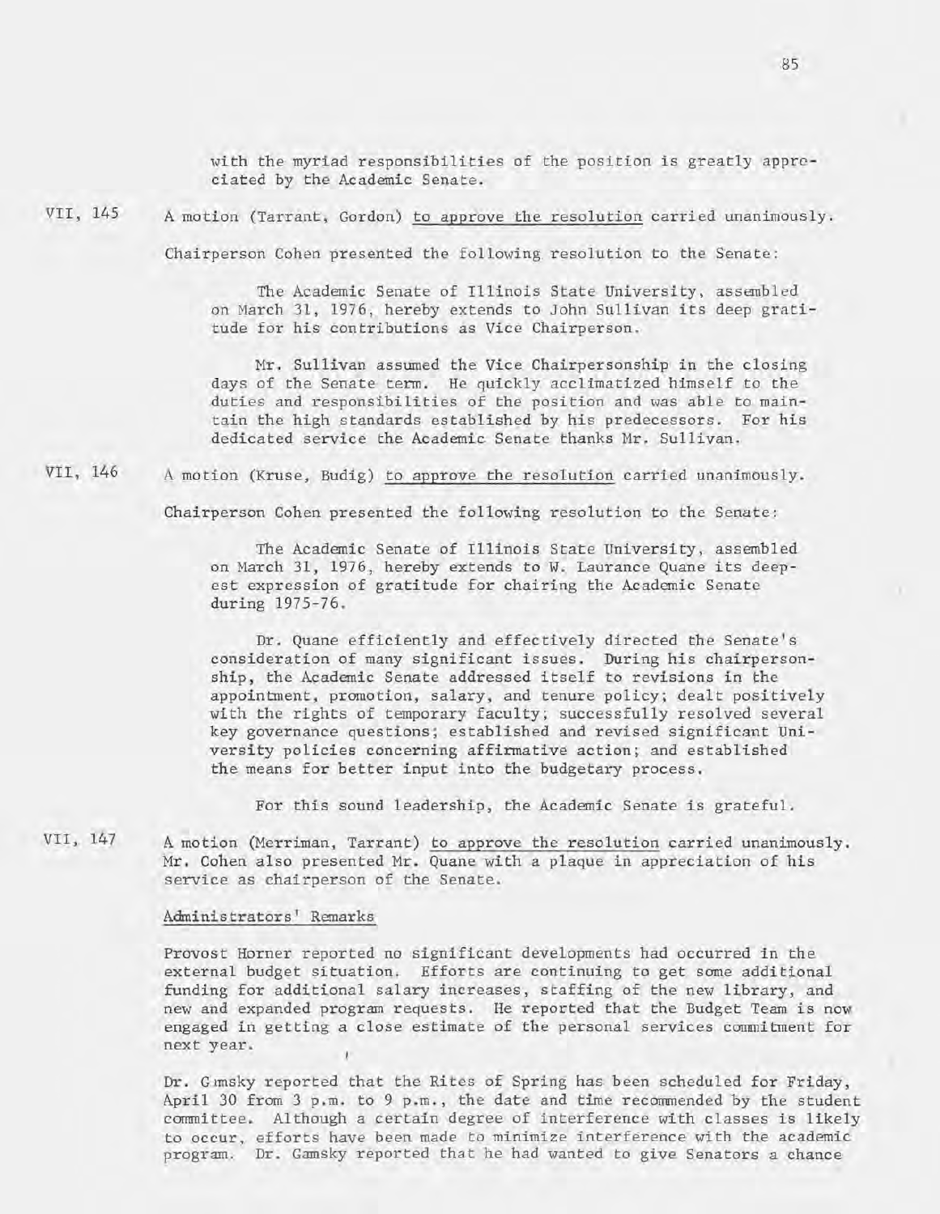with the myriad responsibilities of the position is greatly appreciated by the Academic Senate.

VII, 145 A motion (Tarrant, Gordon) to approve the resolution carried unanimously.

Chairperson Cohen presented the following resolution to the Senate:

> The Academic Senate of Illinois State University, assembled on March 31, 1976, hereby extends to John Sullivan its deep gratitude for his contributions as Vice Chairperson.
>
> Mr. Sullivan assumed the Vice Chairpersonship in the closing days of the Senate term. He quickly acclimatized himself to the duties and responsibilities of the position and was able to maintain the high standards established by his predecessors. For his dedicated service the Academic Senate thanks Mr. Sullivan.

VII, 146 A motion (Kruse, Budig) to approve the resolution carried unanimously.

Chairperson Cohen presented the following resolution to the Senate:

> The Academic Senate of Illinois State University, assembled on March 31, 1976, hereby extends to W. Laurance Quane its deepest expression of gratitude for chairing the Academic Senate during 1975-76.
>
> Dr. Quane efficiently and effectively directed the Senate's consideration of many significant issues. During his chairpersonship, the Academic Senate addressed itself to revisions in the appointment, promotion, salary, and tenure policy; dealt positively with the rights of temporary faculty; successfully resolved several key governance questions; established and revised significant University policies concerning affirmative action; and established the means for better input into the budgetary process.
>
> For this sound leadership, the Academic Senate is grateful.

VII, 147 A motion (Merriman, Tarrant) to approve the resolution carried unanimously. Mr. Cohen also presented Mr. Quane with a plaque in appreciation of his service as chairperson of the Senate.

## Administrators' Remarks

Provost Horner reported no significant developments had occurred in the external budget situation. Efforts are continuing to get some additional funding for additional salary increases, staffing of the new library, and new and expanded program requests. He reported that the Budget Team is now engaged in getting a close estimate of the personal services commitment for next year.

Dr. Gamsky reported that the Rites of Spring has been scheduled for Friday, April 30 from 3 p.m. to 9 p.m., the date and time recommended by the student committee. Although a certain degree of interference with classes is likely to occur, efforts have been made to minimize interference with the academic program. Dr. Gamsky reported that he had wanted to give Senators a chance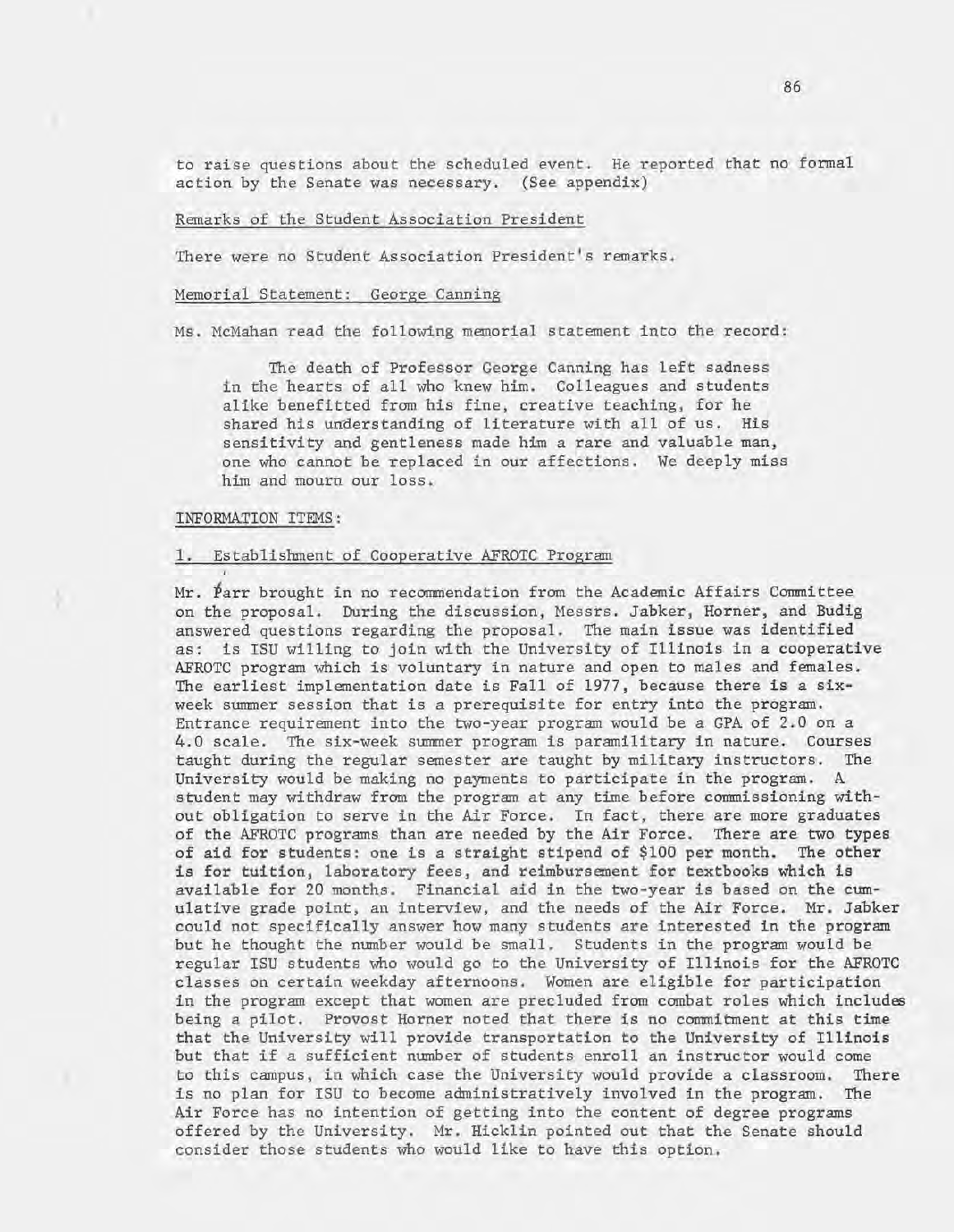to raise questions about the scheduled event. He reported that no formal action by the Senate was necessary. (See appendix)

Remarks of the Student Association President

There were no Student Association President's remarks.

Memorial Statement: George Canning

Ms. McMahan read the following memorial statement into the record:

> The death of Professor George Canning has left sadness in the hearts of all who knew him. Colleagues and students alike benefitted from his fine, creative teaching, for he shared his understanding of literature with all of us. His sensitivity and gentleness made him a rare and valuable man, one who cannot be replaced in our affections. We deeply miss him and mourn our loss.

INFORMATION ITEMS:

1. Establishment of Cooperative AFROTC Program

Mr. Parr brought in no recommendation from the Academic Affairs Committee on the proposal. During the discussion, Messrs. Jabker, Horner, and Budig answered questions regarding the proposal. The main issue was identified as: is ISU willing to join with the University of Illinois in a cooperative AFROTC program which is voluntary in nature and open to males and females. The earliest implementation date is Fall of 1977, because there is a six-week summer session that is a prerequisite for entry into the program. Entrance requirement into the two-year program would be a GPA of 2.0 on a 4.0 scale. The six-week summer program is paramilitary in nature. Courses taught during the regular semester are taught by military instructors. The University would be making no payments to participate in the program. A student may withdraw from the program at any time before commissioning without obligation to serve in the Air Force. In fact, there are more graduates of the AFROTC programs than are needed by the Air Force. There are two types of aid for students: one is a straight stipend of $100 per month. The other is for tuition, laboratory fees, and reimbursement for textbooks which is available for 20 months. Financial aid in the two-year is based on the cumulative grade point, an interview, and the needs of the Air Force. Mr. Jabker could not specifically answer how many students are interested in the program but he thought the number would be small. Students in the program would be regular ISU students who would go to the University of Illinois for the AFROTC classes on certain weekday afternoons. Women are eligible for participation in the program except that women are precluded from combat roles which includes being a pilot. Provost Horner noted that there is no commitment at this time that the University will provide transportation to the University of Illinois but that if a sufficient number of students enroll an instructor would come to this campus, in which case the University would provide a classroom. There is no plan for ISU to become administratively involved in the program. The Air Force has no intention of getting into the content of degree programs offered by the University. Mr. Hicklin pointed out that the Senate should consider those students who would like to have this option.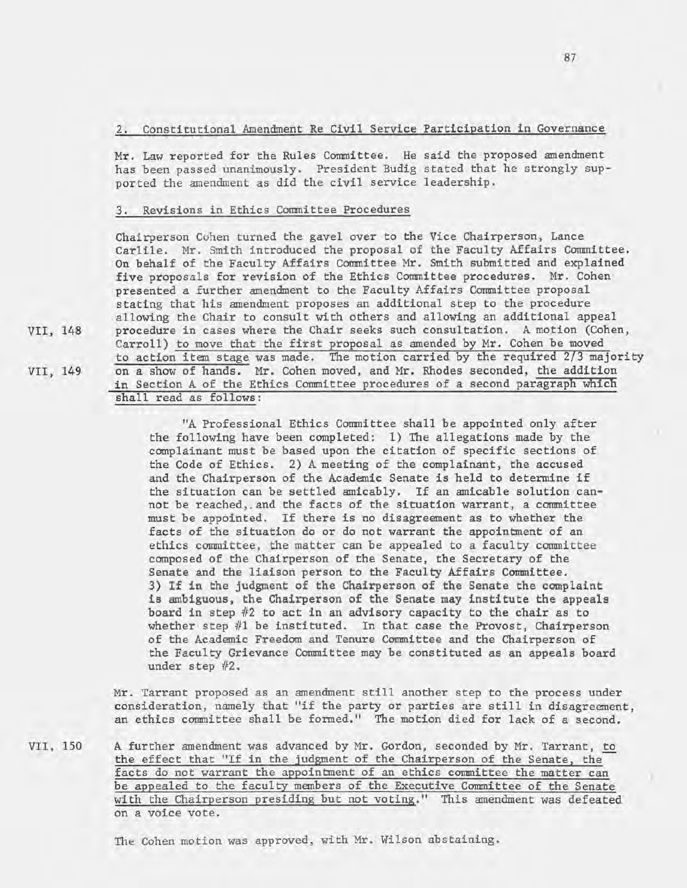## 2. Constitutional Amendment Re Civil Service Participation in Governance

Mr. Law reported for the Rules Committee. He said the proposed amendment has been passed unanimously. President Budig stated that he strongly supported the amendment as did the civil service leadership.

## 3. Revisions in Ethics Committee Procedures

Chairperson Cohen turned the gavel over to the Vice Chairperson, Lance Carlile. Mr. Smith introduced the proposal of the Faculty Affairs Committee. On behalf of the Faculty Affairs Committee Mr. Smith submitted and explained five proposals for revision of the Ethics Committee procedures. Mr. Cohen presented a further amendment to the Faculty Affairs Committee proposal stating that his amendment proposes an additional step to the procedure allowing the Chair to consult with others and allowing an additional appeal procedure in cases where the Chair seeks such consultation. A motion (Cohen, Carroll) to move that the first proposal as amended by Mr. Cohen be moved to action item stage was made. The motion carried by the required 2/3 majority on a show of hands. Mr. Cohen moved, and Mr. Rhodes seconded, the addition in Section A of the Ethics Committee procedures of a second paragraph which shall read as follows:

VII, 148

VII, 149

> "A Professional Ethics Committee shall be appointed only after the following have been completed: 1) The allegations made by the complainant must be based upon the citation of specific sections of the Code of Ethics. 2) A meeting of the complainant, the accused and the Chairperson of the Academic Senate is held to determine if the situation can be settled amicably. If an amicable solution cannot be reached, and the facts of the situation warrant, a committee must be appointed. If there is no disagreement as to whether the facts of the situation do or do not warrant the appointment of an ethics committee, the matter can be appealed to a faculty committee composed of the Chairperson of the Senate, the Secretary of the Senate and the liaison person to the Faculty Affairs Committee. 3) If in the judgment of the Chairperson of the Senate the complaint is ambiguous, the Chairperson of the Senate may institute the appeals board in step #2 to act in an advisory capacity to the chair as to whether step #1 be instituted. In that case the Provost, Chairperson of the Academic Freedom and Tenure Committee and the Chairperson of the Faculty Grievance Committee may be constituted as an appeals board under step #2.

Mr. Tarrant proposed as an amendment still another step to the process under consideration, namely that "if the party or parties are still in disagreement, an ethics committee shall be formed." The motion died for lack of a second.

VII, 150

A further amendment was advanced by Mr. Gordon, seconded by Mr. Tarrant, to the effect that "If in the judgment of the Chairperson of the Senate, the facts do not warrant the appointment of an ethics committee the matter can be appealed to the faculty members of the Executive Committee of the Senate with the Chairperson presiding but not voting." This amendment was defeated on a voice vote.

The Cohen motion was approved, with Mr. Wilson abstaining.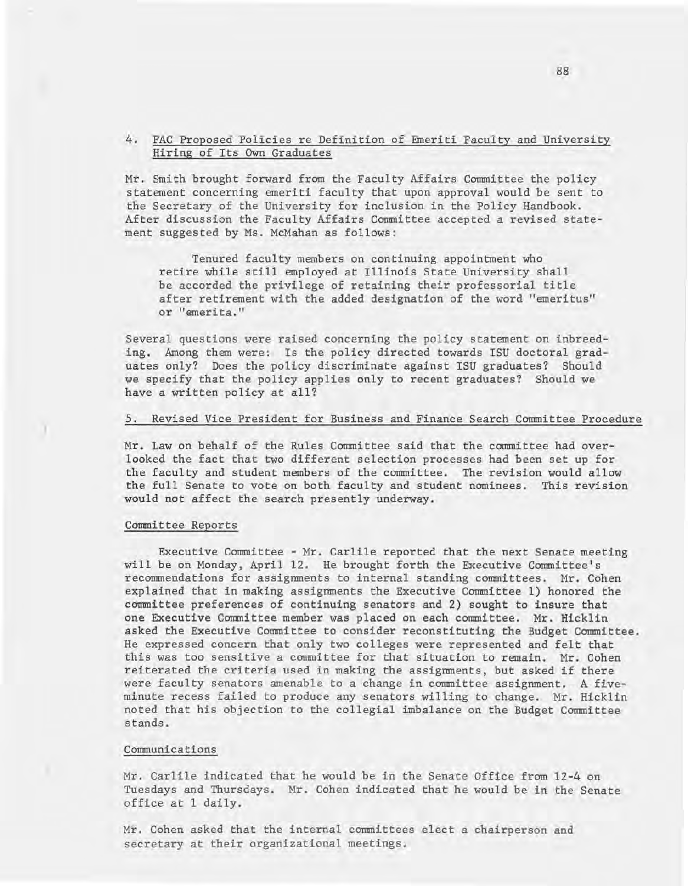4. FAC Proposed Policies re Definition of Emeriti Faculty and University Hiring of Its Own Graduates

Mr. Smith brought forward from the Faculty Affairs Committee the policy statement concerning emeriti faculty that upon approval would be sent to the Secretary of the University for inclusion in the Policy Handbook. After discussion the Faculty Affairs Committee accepted a revised statement suggested by Ms. McMahan as follows:

> Tenured faculty members on continuing appointment who retire while still employed at Illinois State University shall be accorded the privilege of retaining their professorial title after retirement with the added designation of the word "emeritus" or "emerita."

Several questions were raised concerning the policy statement on inbreeding. Among them were: Is the policy directed towards ISU doctoral graduates only? Does the policy discriminate against ISU graduates? Should we specify that the policy applies only to recent graduates? Should we have a written policy at all?

5. Revised Vice President for Business and Finance Search Committee Procedure

Mr. Law on behalf of the Rules Committee said that the committee had overlooked the fact that two different selection processes had been set up for the faculty and student members of the committee. The revision would allow the full Senate to vote on both faculty and student nominees. This revision would not affect the search presently underway.

## Committee Reports

Executive Committee - Mr. Carlile reported that the next Senate meeting will be on Monday, April 12. He brought forth the Executive Committee's recommendations for assignments to internal standing committees. Mr. Cohen explained that in making assignments the Executive Committee 1) honored the committee preferences of continuing senators and 2) sought to insure that one Executive Committee member was placed on each committee. Mr. Hicklin asked the Executive Committee to consider reconstituting the Budget Committee. He expressed concern that only two colleges were represented and felt that this was too sensitive a committee for that situation to remain. Mr. Cohen reiterated the criteria used in making the assignments, but asked if there were faculty senators amenable to a change in committee assignment. A five-minute recess failed to produce any senators willing to change. Mr. Hicklin noted that his objection to the collegial imbalance on the Budget Committee stands.

## Communications

Mr. Carlile indicated that he would be in the Senate Office from 12-4 on Tuesdays and Thursdays. Mr. Cohen indicated that he would be in the Senate office at 1 daily.

Mr. Cohen asked that the internal committees elect a chairperson and secretary at their organizational meetings.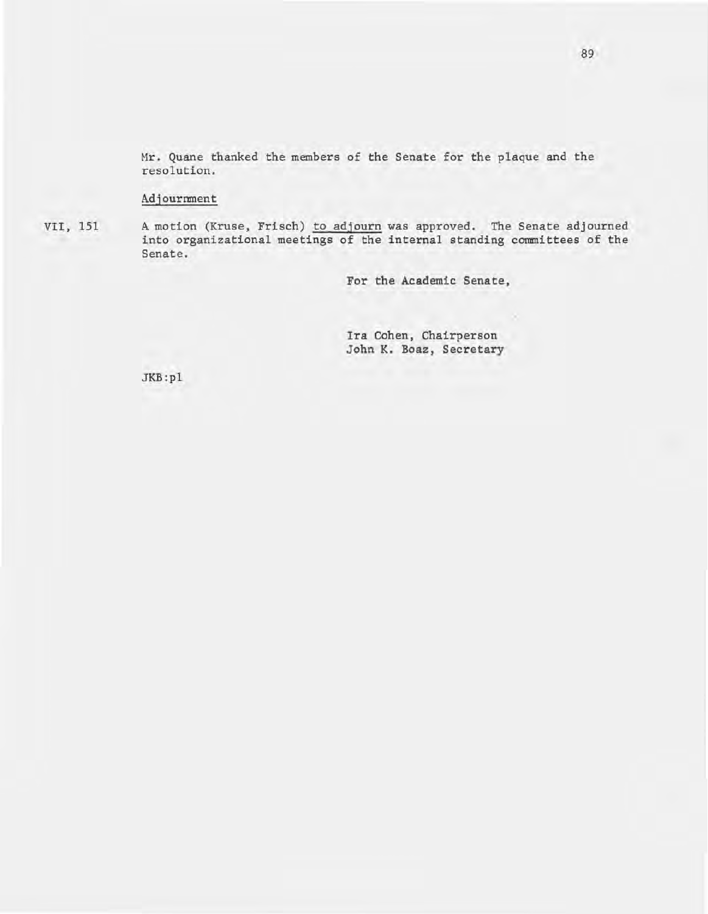Mr. Quane thanked the members of the Senate for the plaque and the resolution.

Adjournment

VII, 151 A motion (Kruse, Frisch) to adjourn was approved. The Senate adjourned into organizational meetings of the internal standing committees of the Senate.

For the Academic Senate,

Ira Cohen, Chairperson
John K. Boaz, Secretary

JKB:pl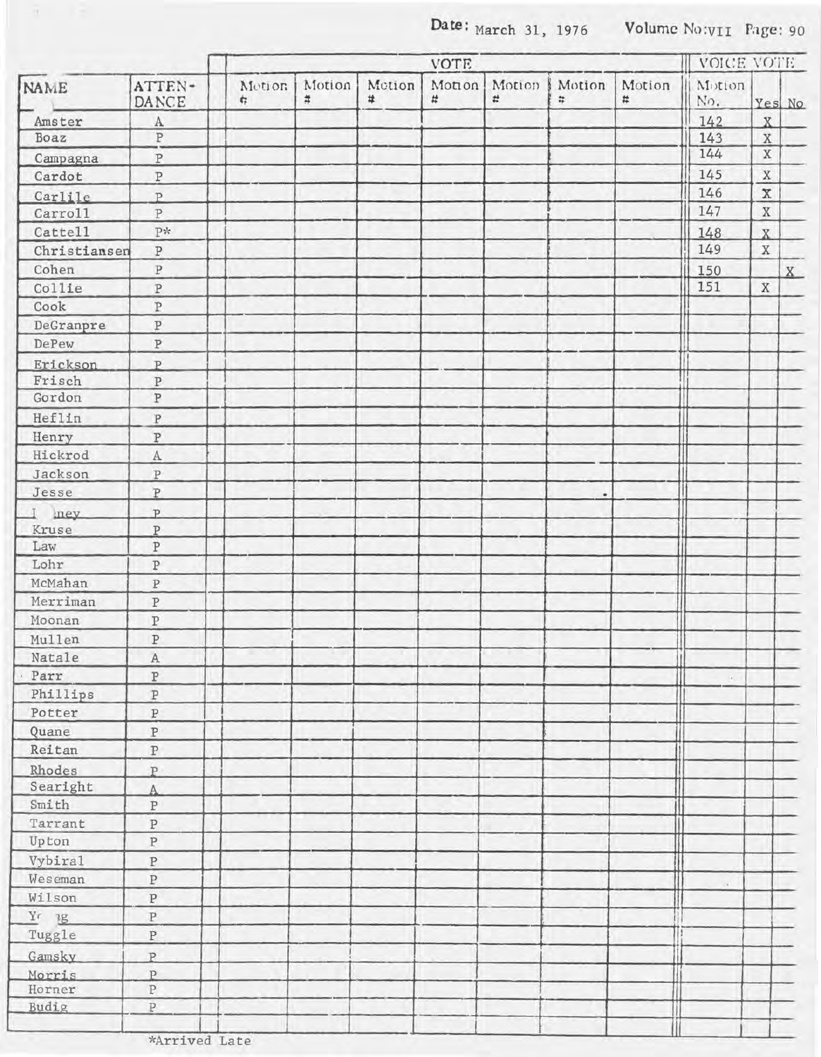Date: March 31, 1976 Volume No: VII Page: 90

| NAME | ATTENDANCE | VOTE | | | | | | | VOICE VOTE | | |
|---|---|---|---|---|---|---|---|---|---|---|---|
| | | Motion # | Motion # | Motion # | Motion # | Motion # | Motion # | Motion # | Motion No. | Yes | No |
| Amster | A | | | | | | | | 142 | X | |
| Boaz | P | | | | | | | | 143 | X | |
| Campagna | P | | | | | | | | 144 | X | |
| Cardot | P | | | | | | | | 145 | X | |
| Carlile | P | | | | | | | | 146 | X | |
| Carroll | P | | | | | | | | 147 | X | |
| Cattell | P* | | | | | | | | 148 | X | |
| Christiansen | P | | | | | | | | 149 | X | |
| Cohen | P | | | | | | | | 150 | | X |
| Collie | P | | | | | | | | 151 | X | |
| Cook | P | | | | | | | | | | |
| DeGranpre | P | | | | | | | | | | |
| DePew | P | | | | | | | | | | |
| Erickson | P | | | | | | | | | | |
| Frisch | P | | | | | | | | | | |
| Gordon | P | | | | | | | | | | |
| Heflin | P | | | | | | | | | | |
| Henry | P | | | | | | | | | | |
| Hickrod | A | | | | | | | | | | |
| Jackson | P | | | | | | | | | | |
| Jesse | P | | | | | | | | | | |
| Kinney | P | | | | | | | | | | |
| Kruse | P | | | | | | | | | | |
| Law | P | | | | | | | | | | |
| Lohr | P | | | | | | | | | | |
| McMahan | P | | | | | | | | | | |
| Merriman | P | | | | | | | | | | |
| Moonan | P | | | | | | | | | | |
| Mullen | P | | | | | | | | | | |
| Natale | A | | | | | | | | | | |
| Parr | P | | | | | | | | | | |
| Phillips | P | | | | | | | | | | |
| Potter | P | | | | | | | | | | |
| Quane | P | | | | | | | | | | |
| Reitan | P | | | | | | | | | | |
| Rhodes | P | | | | | | | | | | |
| Searight | A | | | | | | | | | | |
| Smith | P | | | | | | | | | | |
| Tarrant | P | | | | | | | | | | |
| Upton | P | | | | | | | | | | |
| Vybiral | P | | | | | | | | | | |
| Weseman | P | | | | | | | | | | |
| Wilson | P | | | | | | | | | | |
| Young | P | | | | | | | | | | |
| Tuggle | P | | | | | | | | | | |
| Gamsky | P | | | | | | | | | | |
| Morris | P | | | | | | | | | | |
| Horner | P | | | | | | | | | | |
| Budig | P | | | | | | | | | | |

*Arrived Late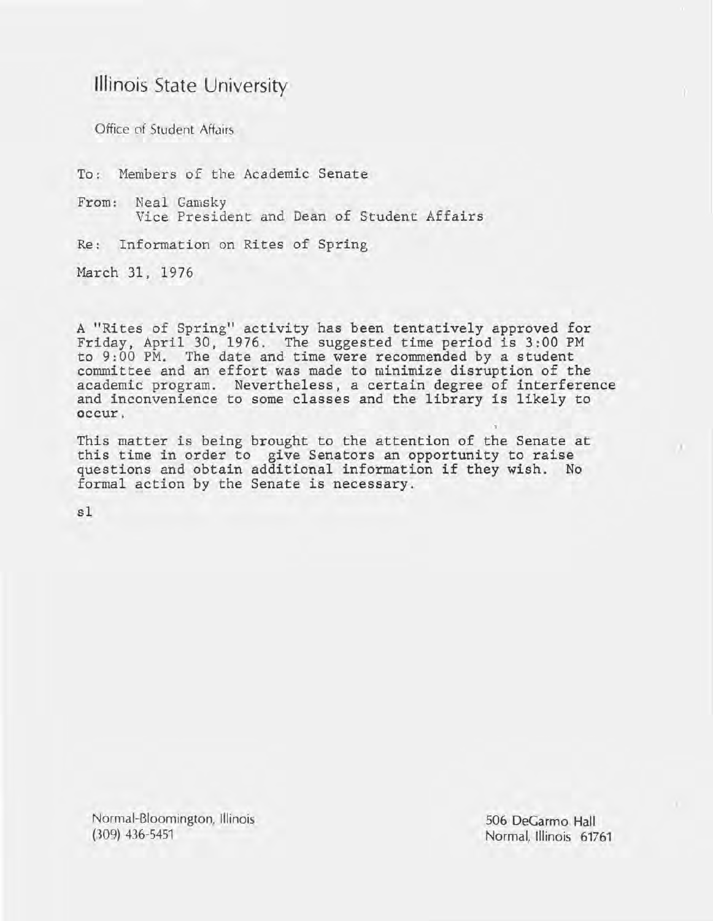# Illinois State University

Office of Student Affairs

To: Members of the Academic Senate

From: Neal Gamsky
Vice President and Dean of Student Affairs

Re: Information on Rites of Spring

March 31, 1976

A "Rites of Spring" activity has been tentatively approved for Friday, April 30, 1976. The suggested time period is 3:00 PM to 9:00 PM. The date and time were recommended by a student committee and an effort was made to minimize disruption of the academic program. Nevertheless, a certain degree of interference and inconvenience to some classes and the library is likely to occur.

This matter is being brought to the attention of the Senate at this time in order to give Senators an opportunity to raise questions and obtain additional information if they wish. No formal action by the Senate is necessary.

sl

Normal-Bloomington, Illinois
(309) 436-5451

506 DeGarmo Hall
Normal, Illinois 61761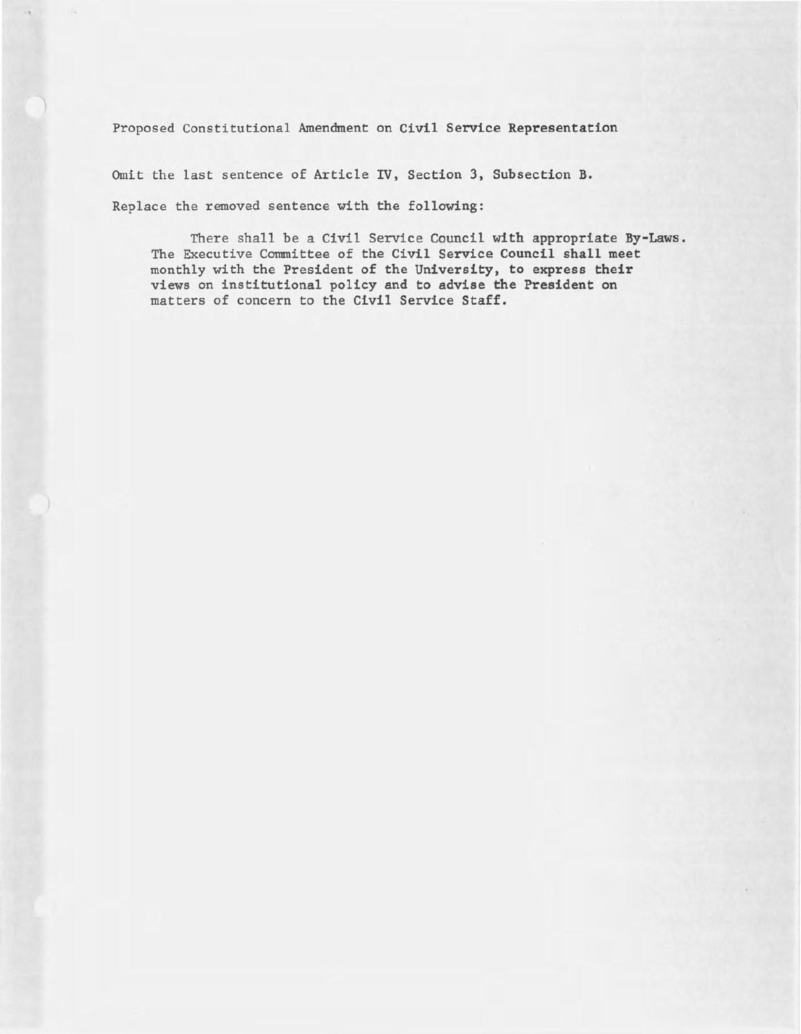Proposed Constitutional Amendment on Civil Service Representation

Omit the last sentence of Article IV, Section 3, Subsection B.

Replace the removed sentence with the following:

> There shall be a Civil Service Council with appropriate By-Laws. The Executive Committee of the Civil Service Council shall meet monthly with the President of the University, to express their views on institutional policy and to advise the President on matters of concern to the Civil Service Staff.